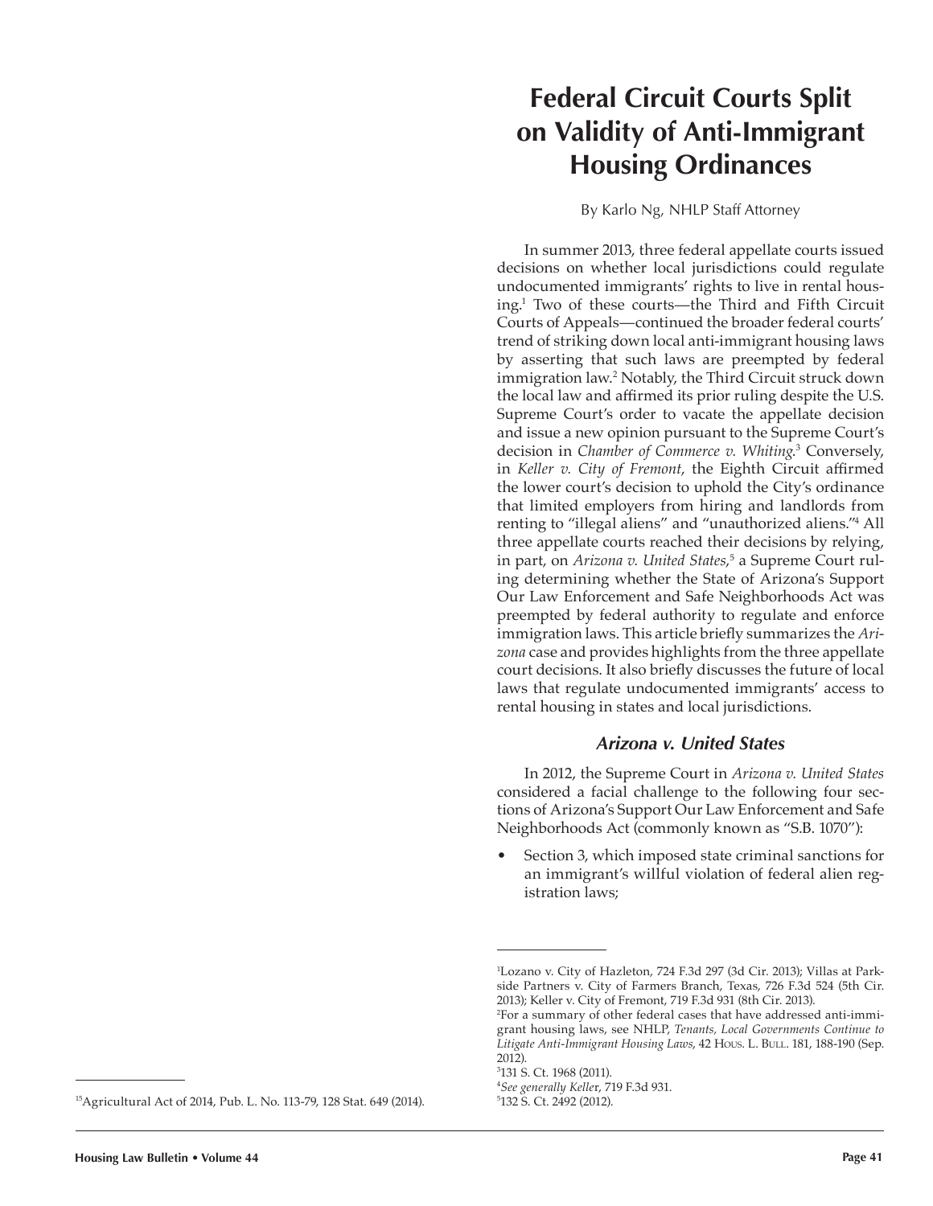# Federal Circuit Courts Split on Validity of Anti-Immigrant Housing Ordinances

By Karlo Ng, NHLP Staff Attorney

In summer 2013, three federal appellate courts issued decisions on whether local jurisdictions could regulate undocumented immigrants' rights to live in rental housing.[1] Two of these courts—the Third and Fifth Circuit Courts of Appeals—continued the broader federal courts' trend of striking down local anti-immigrant housing laws by asserting that such laws are preempted by federal immigration law.[2] Notably, the Third Circuit struck down the local law and affirmed its prior ruling despite the U.S. Supreme Court's order to vacate the appellate decision and issue a new opinion pursuant to the Supreme Court's decision in *Chamber of Commerce v. Whiting*.[3] Conversely, in *Keller v. City of Fremont*, the Eighth Circuit affirmed the lower court's decision to uphold the City's ordinance that limited employers from hiring and landlords from renting to "illegal aliens" and "unauthorized aliens."[4] All three appellate courts reached their decisions by relying, in part, on *Arizona v. United States*,[5] a Supreme Court ruling determining whether the State of Arizona's Support Our Law Enforcement and Safe Neighborhoods Act was preempted by federal authority to regulate and enforce immigration laws. This article briefly summarizes the *Arizona* case and provides highlights from the three appellate court decisions. It also briefly discusses the future of local laws that regulate undocumented immigrants' access to rental housing in states and local jurisdictions.

### *Arizona v. United States*

In 2012, the Supreme Court in *Arizona v. United States* considered a facial challenge to the following four sections of Arizona's Support Our Law Enforcement and Safe Neighborhoods Act (commonly known as "S.B. 1070"):

- Section 3, which imposed state criminal sanctions for an immigrant's willful violation of federal alien registration laws;

---

[1]Lozano v. City of Hazleton, 724 F.3d 297 (3d Cir. 2013); Villas at Parkside Partners v. City of Farmers Branch, Texas, 726 F.3d 524 (5th Cir. 2013); Keller v. City of Fremont, 719 F.3d 931 (8th Cir. 2013).

[2]For a summary of other federal cases that have addressed anti-immigrant housing laws, see NHLP, *Tenants, Local Governments Continue to Litigate Anti-Immigrant Housing Laws*, 42 Hous. L. Bull. 181, 188-190 (Sep. 2012).

[3]131 S. Ct. 1968 (2011).

[4]*See generally Keller*, 719 F.3d 931.

[5]132 S. Ct. 2492 (2012).

[15]Agricultural Act of 2014, Pub. L. No. 113-79, 128 Stat. 649 (2014).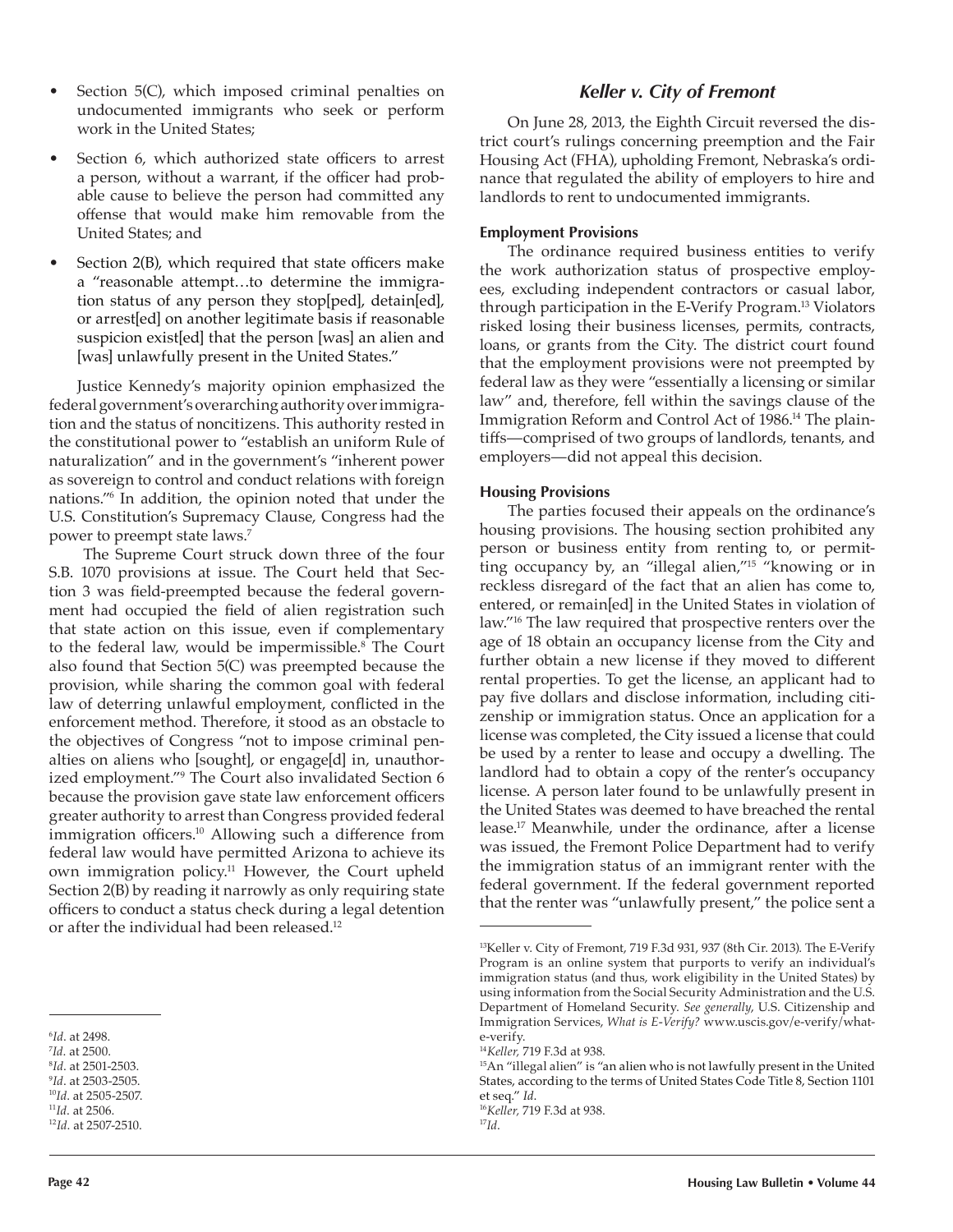- Section 5(C), which imposed criminal penalties on undocumented immigrants who seek or perform work in the United States;
- Section 6, which authorized state officers to arrest a person, without a warrant, if the officer had probable cause to believe the person had committed any offense that would make him removable from the United States; and
- Section 2(B), which required that state officers make a "reasonable attempt…to determine the immigration status of any person they stop[ped], detain[ed], or arrest[ed] on another legitimate basis if reasonable suspicion exist[ed] that the person [was] an alien and [was] unlawfully present in the United States."

Justice Kennedy's majority opinion emphasized the federal government's overarching authority over immigration and the status of noncitizens. This authority rested in the constitutional power to "establish an uniform Rule of naturalization" and in the government's "inherent power as sovereign to control and conduct relations with foreign nations."[6] In addition, the opinion noted that under the U.S. Constitution's Supremacy Clause, Congress had the power to preempt state laws.[7]

The Supreme Court struck down three of the four S.B. 1070 provisions at issue. The Court held that Section 3 was field-preempted because the federal government had occupied the field of alien registration such that state action on this issue, even if complementary to the federal law, would be impermissible.[8] The Court also found that Section 5(C) was preempted because the provision, while sharing the common goal with federal law of deterring unlawful employment, conflicted in the enforcement method. Therefore, it stood as an obstacle to the objectives of Congress "not to impose criminal penalties on aliens who [sought], or engage[d] in, unauthorized employment."[9] The Court also invalidated Section 6 because the provision gave state law enforcement officers greater authority to arrest than Congress provided federal immigration officers.[10] Allowing such a difference from federal law would have permitted Arizona to achieve its own immigration policy.[11] However, the Court upheld Section 2(B) by reading it narrowly as only requiring state officers to conduct a status check during a legal detention or after the individual had been released.[12]

### *Keller v. City of Fremont*

On June 28, 2013, the Eighth Circuit reversed the district court's rulings concerning preemption and the Fair Housing Act (FHA), upholding Fremont, Nebraska's ordinance that regulated the ability of employers to hire and landlords to rent to undocumented immigrants.

#### Employment Provisions

The ordinance required business entities to verify the work authorization status of prospective employees, excluding independent contractors or casual labor, through participation in the E-Verify Program.[13] Violators risked losing their business licenses, permits, contracts, loans, or grants from the City. The district court found that the employment provisions were not preempted by federal law as they were "essentially a licensing or similar law" and, therefore, fell within the savings clause of the Immigration Reform and Control Act of 1986.[14] The plaintiffs—comprised of two groups of landlords, tenants, and employers—did not appeal this decision.

#### Housing Provisions

The parties focused their appeals on the ordinance's housing provisions. The housing section prohibited any person or business entity from renting to, or permitting occupancy by, an "illegal alien,"[15] "knowing or in reckless disregard of the fact that an alien has come to, entered, or remain[ed] in the United States in violation of law."[16] The law required that prospective renters over the age of 18 obtain an occupancy license from the City and further obtain a new license if they moved to different rental properties. To get the license, an applicant had to pay five dollars and disclose information, including citizenship or immigration status. Once an application for a license was completed, the City issued a license that could be used by a renter to lease and occupy a dwelling. The landlord had to obtain a copy of the renter's occupancy license. A person later found to be unlawfully present in the United States was deemed to have breached the rental lease.[17] Meanwhile, under the ordinance, after a license was issued, the Fremont Police Department had to verify the immigration status of an immigrant renter with the federal government. If the federal government reported that the renter was "unlawfully present," the police sent a

---

[6] *Id*. at 2498.
[7] *Id*. at 2500.
[8] *Id*. at 2501-2503.
[9] *Id*. at 2503-2505.
[10] *Id*. at 2505-2507.
[11] *Id*. at 2506.
[12] *Id*. at 2507-2510.

[13] Keller v. City of Fremont, 719 F.3d 931, 937 (8th Cir. 2013). The E-Verify Program is an online system that purports to verify an individual's immigration status (and thus, work eligibility in the United States) by using information from the Social Security Administration and the U.S. Department of Homeland Security. *See generally*, U.S. Citizenship and Immigration Services, *What is E-Verify?* www.uscis.gov/e-verify/what-e-verify.
[14] *Keller*, 719 F.3d at 938.
[15] An "illegal alien" is "an alien who is not lawfully present in the United States, according to the terms of United States Code Title 8, Section 1101 et seq." *Id*.
[16] *Keller*, 719 F.3d at 938.
[17] *Id*.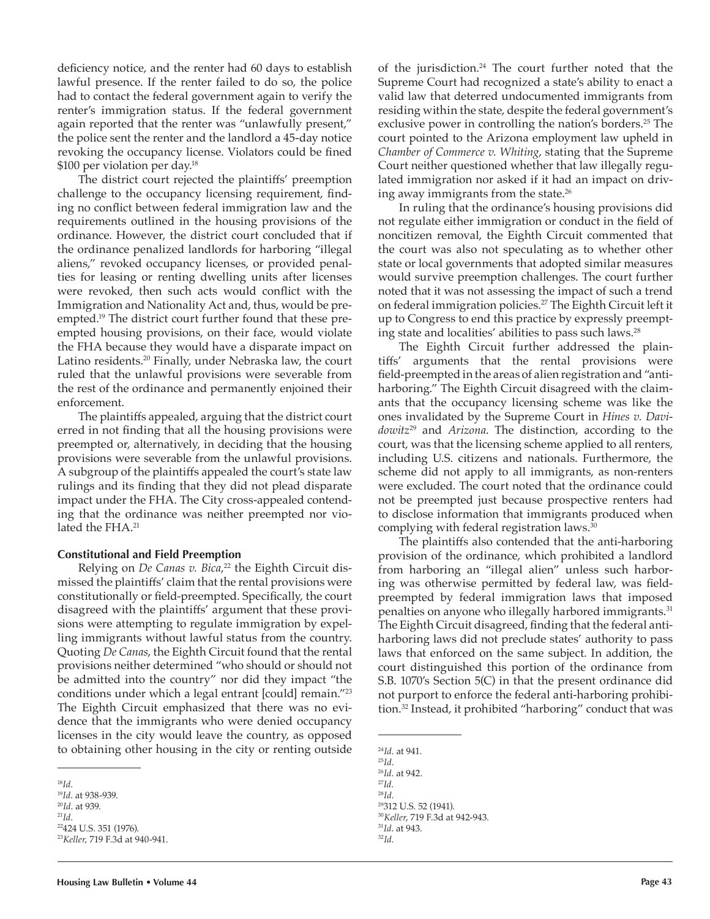deficiency notice, and the renter had 60 days to establish lawful presence. If the renter failed to do so, the police had to contact the federal government again to verify the renter's immigration status. If the federal government again reported that the renter was "unlawfully present," the police sent the renter and the landlord a 45-day notice revoking the occupancy license. Violators could be fined $100 per violation per day.[18]

The district court rejected the plaintiffs' preemption challenge to the occupancy licensing requirement, finding no conflict between federal immigration law and the requirements outlined in the housing provisions of the ordinance. However, the district court concluded that if the ordinance penalized landlords for harboring "illegal aliens," revoked occupancy licenses, or provided penalties for leasing or renting dwelling units after licenses were revoked, then such acts would conflict with the Immigration and Nationality Act and, thus, would be preempted.[19] The district court further found that these preempted housing provisions, on their face, would violate the FHA because they would have a disparate impact on Latino residents.[20] Finally, under Nebraska law, the court ruled that the unlawful provisions were severable from the rest of the ordinance and permanently enjoined their enforcement.

The plaintiffs appealed, arguing that the district court erred in not finding that all the housing provisions were preempted or, alternatively, in deciding that the housing provisions were severable from the unlawful provisions. A subgroup of the plaintiffs appealed the court's state law rulings and its finding that they did not plead disparate impact under the FHA. The City cross-appealed contending that the ordinance was neither preempted nor violated the FHA.[21]

**Constitutional and Field Preemption**

Relying on *De Canas v. Bica*,[22] the Eighth Circuit dismissed the plaintiffs' claim that the rental provisions were constitutionally or field-preempted. Specifically, the court disagreed with the plaintiffs' argument that these provisions were attempting to regulate immigration by expelling immigrants without lawful status from the country. Quoting *De Canas*, the Eighth Circuit found that the rental provisions neither determined "who should or should not be admitted into the country" nor did they impact "the conditions under which a legal entrant [could] remain."[23] The Eighth Circuit emphasized that there was no evidence that the immigrants who were denied occupancy licenses in the city would leave the country, as opposed to obtaining other housing in the city or renting outside of the jurisdiction.[24] The court further noted that the Supreme Court had recognized a state's ability to enact a valid law that deterred undocumented immigrants from residing within the state, despite the federal government's exclusive power in controlling the nation's borders.[25] The court pointed to the Arizona employment law upheld in *Chamber of Commerce v. Whiting*, stating that the Supreme Court neither questioned whether that law illegally regulated immigration nor asked if it had an impact on driving away immigrants from the state.[26]

In ruling that the ordinance's housing provisions did not regulate either immigration or conduct in the field of noncitizen removal, the Eighth Circuit commented that the court was also not speculating as to whether other state or local governments that adopted similar measures would survive preemption challenges. The court further noted that it was not assessing the impact of such a trend on federal immigration policies.[27] The Eighth Circuit left it up to Congress to end this practice by expressly preempting state and localities' abilities to pass such laws.[28]

The Eighth Circuit further addressed the plaintiffs' arguments that the rental provisions were field-preempted in the areas of alien registration and "antiharboring." The Eighth Circuit disagreed with the claimants that the occupancy licensing scheme was like the ones invalidated by the Supreme Court in *Hines v. Davidowitz*[29] and *Arizona*. The distinction, according to the court, was that the licensing scheme applied to all renters, including U.S. citizens and nationals. Furthermore, the scheme did not apply to all immigrants, as non-renters were excluded. The court noted that the ordinance could not be preempted just because prospective renters had to disclose information that immigrants produced when complying with federal registration laws.[30]

The plaintiffs also contended that the anti-harboring provision of the ordinance, which prohibited a landlord from harboring an "illegal alien" unless such harboring was otherwise permitted by federal law, was field-preempted by federal immigration laws that imposed penalties on anyone who illegally harbored immigrants.[31] The Eighth Circuit disagreed, finding that the federal antiharboring laws did not preclude states' authority to pass laws that enforced on the same subject. In addition, the court distinguished this portion of the ordinance from S.B. 1070's Section 5(C) in that the present ordinance did not purport to enforce the federal anti-harboring prohibition.[32] Instead, it prohibited "harboring" conduct that was

---

[18] *Id*.
[19] *Id*. at 938-939.
[20] *Id*. at 939.
[21] *Id*.
[22] 424 U.S. 351 (1976).
[23] *Keller*, 719 F.3d at 940-941.
[24] *Id*. at 941.
[25] *Id*.
[26] *Id*. at 942.
[27] *Id*.
[28] *Id*.
[29] 312 U.S. 52 (1941).
[30] *Keller*, 719 F.3d at 942-943.
[31] *Id*. at 943.
[32] *Id*.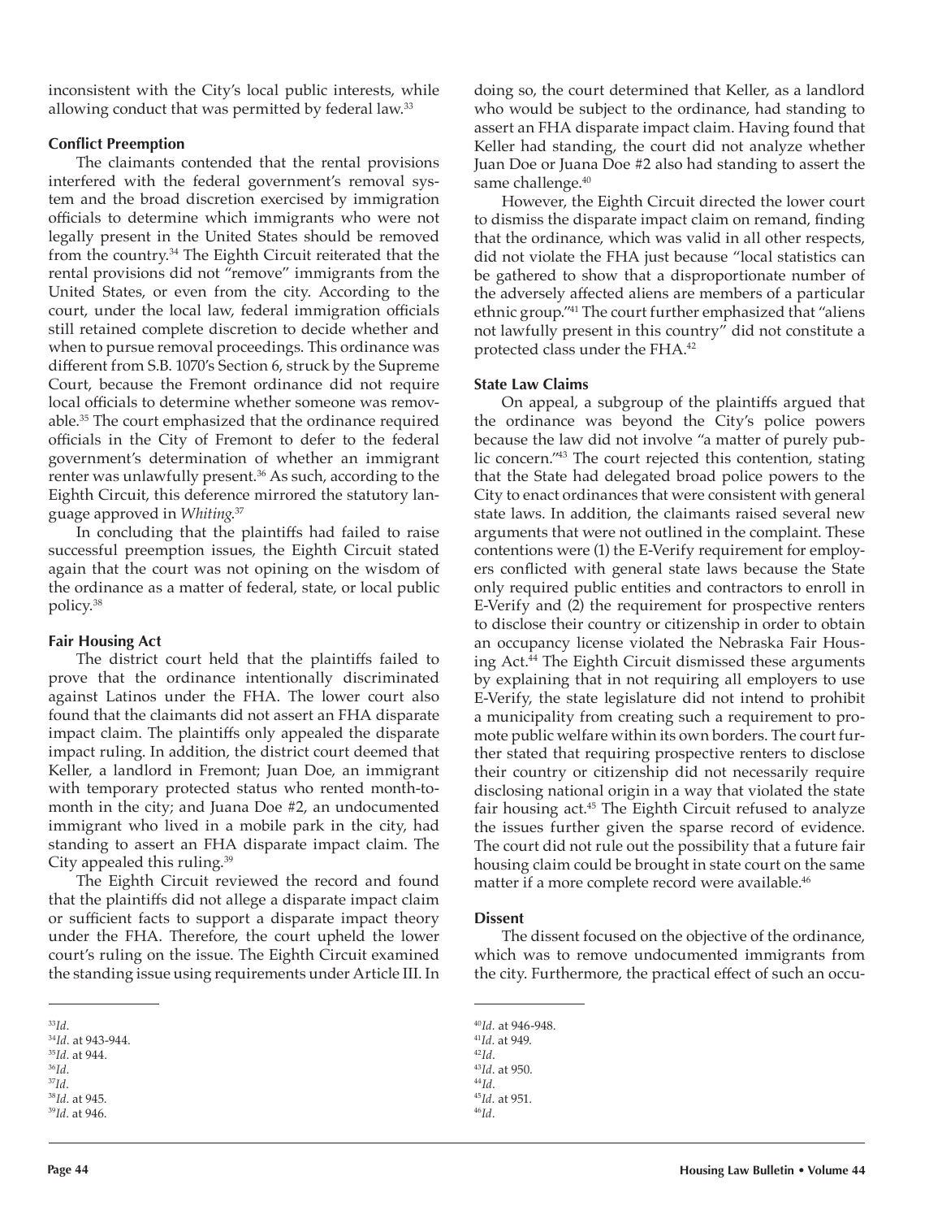inconsistent with the City's local public interests, while allowing conduct that was permitted by federal law.[33]

### Conflict Preemption

The claimants contended that the rental provisions interfered with the federal government's removal system and the broad discretion exercised by immigration officials to determine which immigrants who were not legally present in the United States should be removed from the country.[34] The Eighth Circuit reiterated that the rental provisions did not "remove" immigrants from the United States, or even from the city. According to the court, under the local law, federal immigration officials still retained complete discretion to decide whether and when to pursue removal proceedings. This ordinance was different from S.B. 1070's Section 6, struck by the Supreme Court, because the Fremont ordinance did not require local officials to determine whether someone was removable.[35] The court emphasized that the ordinance required officials in the City of Fremont to defer to the federal government's determination of whether an immigrant renter was unlawfully present.[36] As such, according to the Eighth Circuit, this deference mirrored the statutory language approved in *Whiting*.[37]

In concluding that the plaintiffs had failed to raise successful preemption issues, the Eighth Circuit stated again that the court was not opining on the wisdom of the ordinance as a matter of federal, state, or local public policy.[38]

### Fair Housing Act

The district court held that the plaintiffs failed to prove that the ordinance intentionally discriminated against Latinos under the FHA. The lower court also found that the claimants did not assert an FHA disparate impact claim. The plaintiffs only appealed the disparate impact ruling. In addition, the district court deemed that Keller, a landlord in Fremont; Juan Doe, an immigrant with temporary protected status who rented month-to-month in the city; and Juana Doe #2, an undocumented immigrant who lived in a mobile park in the city, had standing to assert an FHA disparate impact claim. The City appealed this ruling.[39]

The Eighth Circuit reviewed the record and found that the plaintiffs did not allege a disparate impact claim or sufficient facts to support a disparate impact theory under the FHA. Therefore, the court upheld the lower court's ruling on the issue. The Eighth Circuit examined the standing issue using requirements under Article III. In doing so, the court determined that Keller, as a landlord who would be subject to the ordinance, had standing to assert an FHA disparate impact claim. Having found that Keller had standing, the court did not analyze whether Juan Doe or Juana Doe #2 also had standing to assert the same challenge.[40]

However, the Eighth Circuit directed the lower court to dismiss the disparate impact claim on remand, finding that the ordinance, which was valid in all other respects, did not violate the FHA just because "local statistics can be gathered to show that a disproportionate number of the adversely affected aliens are members of a particular ethnic group."[41] The court further emphasized that "aliens not lawfully present in this country" did not constitute a protected class under the FHA.[42]

### State Law Claims

On appeal, a subgroup of the plaintiffs argued that the ordinance was beyond the City's police powers because the law did not involve "a matter of purely public concern."[43] The court rejected this contention, stating that the State had delegated broad police powers to the City to enact ordinances that were consistent with general state laws. In addition, the claimants raised several new arguments that were not outlined in the complaint. These contentions were (1) the E-Verify requirement for employers conflicted with general state laws because the State only required public entities and contractors to enroll in E-Verify and (2) the requirement for prospective renters to disclose their country or citizenship in order to obtain an occupancy license violated the Nebraska Fair Housing Act.[44] The Eighth Circuit dismissed these arguments by explaining that in not requiring all employers to use E-Verify, the state legislature did not intend to prohibit a municipality from creating such a requirement to promote public welfare within its own borders. The court further stated that requiring prospective renters to disclose their country or citizenship did not necessarily require disclosing national origin in a way that violated the state fair housing act.[45] The Eighth Circuit refused to analyze the issues further given the sparse record of evidence. The court did not rule out the possibility that a future fair housing claim could be brought in state court on the same matter if a more complete record were available.[46]

### Dissent

The dissent focused on the objective of the ordinance, which was to remove undocumented immigrants from the city. Furthermore, the practical effect of such an occu-

---

[33]*Id*.
[34]*Id*. at 943-944.
[35]*Id*. at 944.
[36]*Id*.
[37]*Id*.
[38]*Id*. at 945.
[39]*Id*. at 946.
[40]*Id*. at 946-948.
[41]*Id*. at 949.
[42]*Id*.
[43]*Id*. at 950.
[44]*Id*.
[45]*Id*. at 951.
[46]*Id*.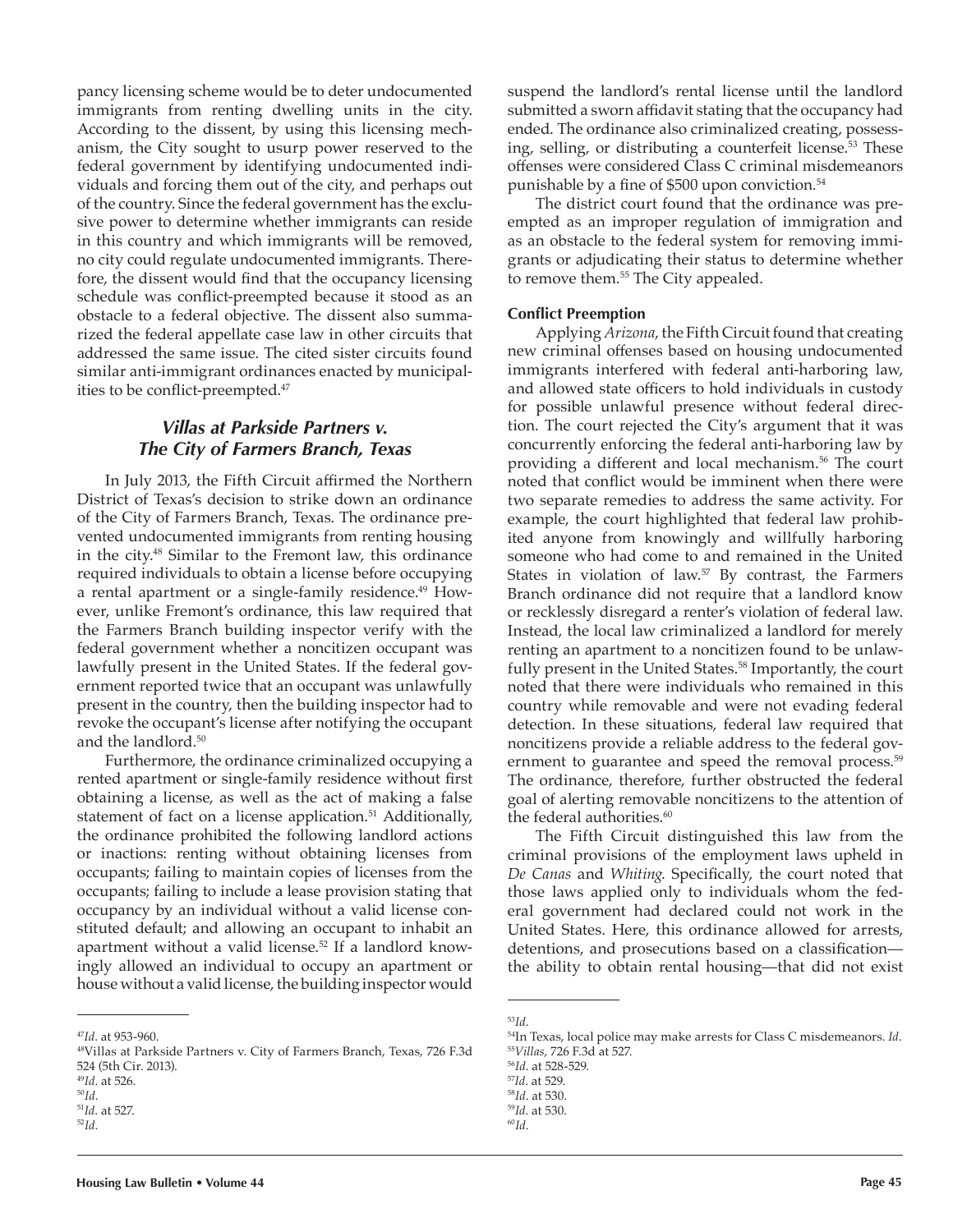pancy licensing scheme would be to deter undocumented immigrants from renting dwelling units in the city. According to the dissent, by using this licensing mechanism, the City sought to usurp power reserved to the federal government by identifying undocumented individuals and forcing them out of the city, and perhaps out of the country. Since the federal government has the exclusive power to determine whether immigrants can reside in this country and which immigrants will be removed, no city could regulate undocumented immigrants. Therefore, the dissent would find that the occupancy licensing schedule was conflict-preempted because it stood as an obstacle to a federal objective. The dissent also summarized the federal appellate case law in other circuits that addressed the same issue. The cited sister circuits found similar anti-immigrant ordinances enacted by municipalities to be conflict-preempted.[47]

### *Villas at Parkside Partners v. The City of Farmers Branch, Texas*

In July 2013, the Fifth Circuit affirmed the Northern District of Texas's decision to strike down an ordinance of the City of Farmers Branch, Texas. The ordinance prevented undocumented immigrants from renting housing in the city.[48] Similar to the Fremont law, this ordinance required individuals to obtain a license before occupying a rental apartment or a single-family residence.[49] However, unlike Fremont's ordinance, this law required that the Farmers Branch building inspector verify with the federal government whether a noncitizen occupant was lawfully present in the United States. If the federal government reported twice that an occupant was unlawfully present in the country, then the building inspector had to revoke the occupant's license after notifying the occupant and the landlord.[50]

Furthermore, the ordinance criminalized occupying a rented apartment or single-family residence without first obtaining a license, as well as the act of making a false statement of fact on a license application.[51] Additionally, the ordinance prohibited the following landlord actions or inactions: renting without obtaining licenses from occupants; failing to maintain copies of licenses from the occupants; failing to include a lease provision stating that occupancy by an individual without a valid license constituted default; and allowing an occupant to inhabit an apartment without a valid license.[52] If a landlord knowingly allowed an individual to occupy an apartment or house without a valid license, the building inspector would suspend the landlord's rental license until the landlord submitted a sworn affidavit stating that the occupancy had ended. The ordinance also criminalized creating, possessing, selling, or distributing a counterfeit license.[53] These offenses were considered Class C criminal misdemeanors punishable by a fine of $500 upon conviction.[54]

The district court found that the ordinance was preempted as an improper regulation of immigration and as an obstacle to the federal system for removing immigrants or adjudicating their status to determine whether to remove them.[55] The City appealed.

#### Conflict Preemption

Applying *Arizona*, the Fifth Circuit found that creating new criminal offenses based on housing undocumented immigrants interfered with federal anti-harboring law, and allowed state officers to hold individuals in custody for possible unlawful presence without federal direction. The court rejected the City's argument that it was concurrently enforcing the federal anti-harboring law by providing a different and local mechanism.[56] The court noted that conflict would be imminent when there were two separate remedies to address the same activity. For example, the court highlighted that federal law prohibited anyone from knowingly and willfully harboring someone who had come to and remained in the United States in violation of law.[57] By contrast, the Farmers Branch ordinance did not require that a landlord know or recklessly disregard a renter's violation of federal law. Instead, the local law criminalized a landlord for merely renting an apartment to a noncitizen found to be unlawfully present in the United States.[58] Importantly, the court noted that there were individuals who remained in this country while removable and were not evading federal detection. In these situations, federal law required that noncitizens provide a reliable address to the federal government to guarantee and speed the removal process.[59] The ordinance, therefore, further obstructed the federal goal of alerting removable noncitizens to the attention of the federal authorities.[60]

The Fifth Circuit distinguished this law from the criminal provisions of the employment laws upheld in *De Canas* and *Whiting*. Specifically, the court noted that those laws applied only to individuals whom the federal government had declared could not work in the United States. Here, this ordinance allowed for arrests, detentions, and prosecutions based on a classification—the ability to obtain rental housing—that did not exist

---

[47] *Id*. at 953-960.
[48] Villas at Parkside Partners v. City of Farmers Branch, Texas, 726 F.3d 524 (5th Cir. 2013).
[49] *Id*. at 526.
[50] *Id*.
[51] *Id*. at 527.
[52] *Id*.
[53] *Id*.
[54] In Texas, local police may make arrests for Class C misdemeanors. *Id*.
[55] *Villas*, 726 F.3d at 527.
[56] *Id*. at 528-529.
[57] *Id*. at 529.
[58] *Id*. at 530.
[59] *Id*. at 530.
[60] *Id*.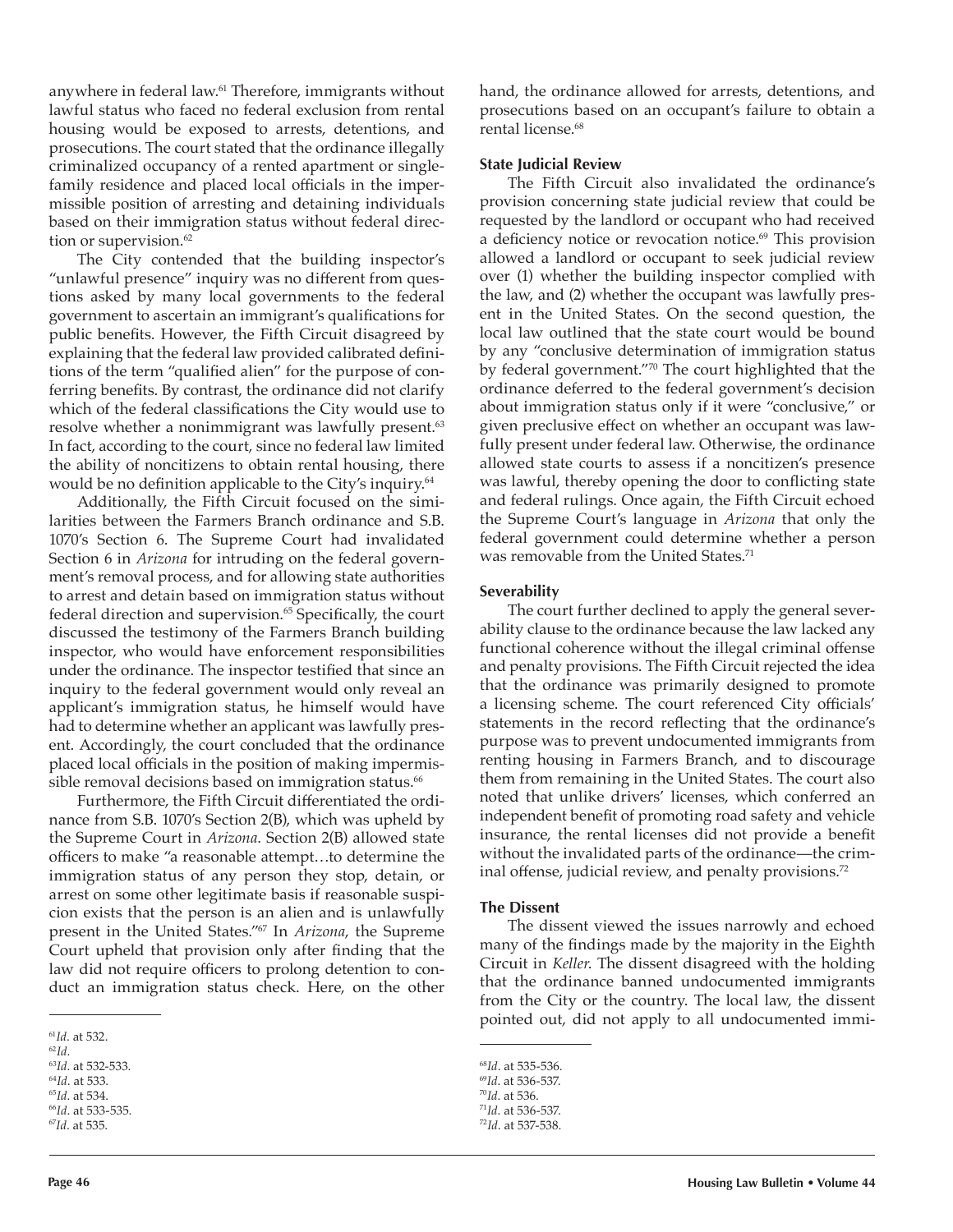anywhere in federal law.[61] Therefore, immigrants without lawful status who faced no federal exclusion from rental housing would be exposed to arrests, detentions, and prosecutions. The court stated that the ordinance illegally criminalized occupancy of a rented apartment or single-family residence and placed local officials in the impermissible position of arresting and detaining individuals based on their immigration status without federal direction or supervision.[62]

The City contended that the building inspector's "unlawful presence" inquiry was no different from questions asked by many local governments to the federal government to ascertain an immigrant's qualifications for public benefits. However, the Fifth Circuit disagreed by explaining that the federal law provided calibrated definitions of the term "qualified alien" for the purpose of conferring benefits. By contrast, the ordinance did not clarify which of the federal classifications the City would use to resolve whether a nonimmigrant was lawfully present.[63] In fact, according to the court, since no federal law limited the ability of noncitizens to obtain rental housing, there would be no definition applicable to the City's inquiry.[64]

Additionally, the Fifth Circuit focused on the similarities between the Farmers Branch ordinance and S.B. 1070's Section 6. The Supreme Court had invalidated Section 6 in *Arizona* for intruding on the federal government's removal process, and for allowing state authorities to arrest and detain based on immigration status without federal direction and supervision.[65] Specifically, the court discussed the testimony of the Farmers Branch building inspector, who would have enforcement responsibilities under the ordinance. The inspector testified that since an inquiry to the federal government would only reveal an applicant's immigration status, he himself would have had to determine whether an applicant was lawfully present. Accordingly, the court concluded that the ordinance placed local officials in the position of making impermissible removal decisions based on immigration status.[66]

Furthermore, the Fifth Circuit differentiated the ordinance from S.B. 1070's Section 2(B), which was upheld by the Supreme Court in *Arizona*. Section 2(B) allowed state officers to make "a reasonable attempt…to determine the immigration status of any person they stop, detain, or arrest on some other legitimate basis if reasonable suspicion exists that the person is an alien and is unlawfully present in the United States."[67] In *Arizona*, the Supreme Court upheld that provision only after finding that the law did not require officers to prolong detention to conduct an immigration status check. Here, on the other hand, the ordinance allowed for arrests, detentions, and prosecutions based on an occupant's failure to obtain a rental license.[68]

### State Judicial Review

The Fifth Circuit also invalidated the ordinance's provision concerning state judicial review that could be requested by the landlord or occupant who had received a deficiency notice or revocation notice.[69] This provision allowed a landlord or occupant to seek judicial review over (1) whether the building inspector complied with the law, and (2) whether the occupant was lawfully present in the United States. On the second question, the local law outlined that the state court would be bound by any "conclusive determination of immigration status by federal government."[70] The court highlighted that the ordinance deferred to the federal government's decision about immigration status only if it were "conclusive," or given preclusive effect on whether an occupant was lawfully present under federal law. Otherwise, the ordinance allowed state courts to assess if a noncitizen's presence was lawful, thereby opening the door to conflicting state and federal rulings. Once again, the Fifth Circuit echoed the Supreme Court's language in *Arizona* that only the federal government could determine whether a person was removable from the United States.[71]

### Severability

The court further declined to apply the general severability clause to the ordinance because the law lacked any functional coherence without the illegal criminal offense and penalty provisions. The Fifth Circuit rejected the idea that the ordinance was primarily designed to promote a licensing scheme. The court referenced City officials' statements in the record reflecting that the ordinance's purpose was to prevent undocumented immigrants from renting housing in Farmers Branch, and to discourage them from remaining in the United States. The court also noted that unlike drivers' licenses, which conferred an independent benefit of promoting road safety and vehicle insurance, the rental licenses did not provide a benefit without the invalidated parts of the ordinance—the criminal offense, judicial review, and penalty provisions.[72]

### The Dissent

The dissent viewed the issues narrowly and echoed many of the findings made by the majority in the Eighth Circuit in *Keller*. The dissent disagreed with the holding that the ordinance banned undocumented immigrants from the City or the country. The local law, the dissent pointed out, did not apply to all undocumented immi-

---

[61] *Id*. at 532.
[62] *Id*.
[63] *Id*. at 532-533.
[64] *Id*. at 533.
[65] *Id*. at 534.
[66] *Id*. at 533-535.
[67] *Id*. at 535.
[68] *Id*. at 535-536.
[69] *Id*. at 536-537.
[70] *Id*. at 536.
[71] *Id*. at 536-537.
[72] *Id*. at 537-538.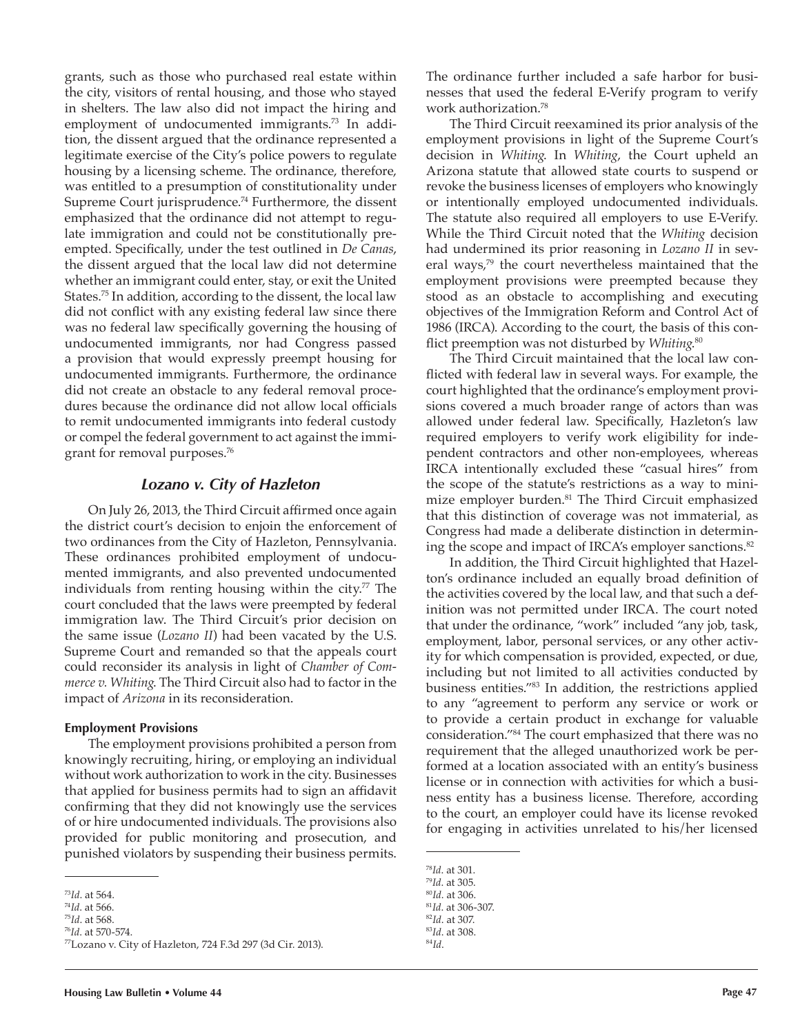grants, such as those who purchased real estate within the city, visitors of rental housing, and those who stayed in shelters. The law also did not impact the hiring and employment of undocumented immigrants.[73] In addition, the dissent argued that the ordinance represented a legitimate exercise of the City's police powers to regulate housing by a licensing scheme. The ordinance, therefore, was entitled to a presumption of constitutionality under Supreme Court jurisprudence.[74] Furthermore, the dissent emphasized that the ordinance did not attempt to regulate immigration and could not be constitutionally preempted. Specifically, under the test outlined in *De Canas*, the dissent argued that the local law did not determine whether an immigrant could enter, stay, or exit the United States.[75] In addition, according to the dissent, the local law did not conflict with any existing federal law since there was no federal law specifically governing the housing of undocumented immigrants, nor had Congress passed a provision that would expressly preempt housing for undocumented immigrants. Furthermore, the ordinance did not create an obstacle to any federal removal procedures because the ordinance did not allow local officials to remit undocumented immigrants into federal custody or compel the federal government to act against the immigrant for removal purposes.[76]

## *Lozano v. City of Hazleton*

On July 26, 2013, the Third Circuit affirmed once again the district court's decision to enjoin the enforcement of two ordinances from the City of Hazleton, Pennsylvania. These ordinances prohibited employment of undocumented immigrants, and also prevented undocumented individuals from renting housing within the city.[77] The court concluded that the laws were preempted by federal immigration law. The Third Circuit's prior decision on the same issue (*Lozano II*) had been vacated by the U.S. Supreme Court and remanded so that the appeals court could reconsider its analysis in light of *Chamber of Commerce v. Whiting.* The Third Circuit also had to factor in the impact of *Arizona* in its reconsideration.

### Employment Provisions

The employment provisions prohibited a person from knowingly recruiting, hiring, or employing an individual without work authorization to work in the city. Businesses that applied for business permits had to sign an affidavit confirming that they did not knowingly use the services of or hire undocumented individuals. The provisions also provided for public monitoring and prosecution, and punished violators by suspending their business permits. The ordinance further included a safe harbor for businesses that used the federal E-Verify program to verify work authorization.[78]

The Third Circuit reexamined its prior analysis of the employment provisions in light of the Supreme Court's decision in *Whiting.* In *Whiting*, the Court upheld an Arizona statute that allowed state courts to suspend or revoke the business licenses of employers who knowingly or intentionally employed undocumented individuals. The statute also required all employers to use E-Verify. While the Third Circuit noted that the *Whiting* decision had undermined its prior reasoning in *Lozano II* in several ways,[79] the court nevertheless maintained that the employment provisions were preempted because they stood as an obstacle to accomplishing and executing objectives of the Immigration Reform and Control Act of 1986 (IRCA). According to the court, the basis of this conflict preemption was not disturbed by *Whiting.*[80]

The Third Circuit maintained that the local law conflicted with federal law in several ways. For example, the court highlighted that the ordinance's employment provisions covered a much broader range of actors than was allowed under federal law. Specifically, Hazleton's law required employers to verify work eligibility for independent contractors and other non-employees, whereas IRCA intentionally excluded these "casual hires" from the scope of the statute's restrictions as a way to minimize employer burden.[81] The Third Circuit emphasized that this distinction of coverage was not immaterial, as Congress had made a deliberate distinction in determining the scope and impact of IRCA's employer sanctions.[82]

In addition, the Third Circuit highlighted that Hazleton's ordinance included an equally broad definition of the activities covered by the local law, and that such a definition was not permitted under IRCA. The court noted that under the ordinance, "work" included "any job, task, employment, labor, personal services, or any other activity for which compensation is provided, expected, or due, including but not limited to all activities conducted by business entities."[83] In addition, the restrictions applied to any "agreement to perform any service or work or to provide a certain product in exchange for valuable consideration."[84] The court emphasized that there was no requirement that the alleged unauthorized work be performed at a location associated with an entity's business license or in connection with activities for which a business entity has a business license. Therefore, according to the court, an employer could have its license revoked for engaging in activities unrelated to his/her licensed

---

[73] *Id*. at 564.
[74] *Id*. at 566.
[75] *Id*. at 568.
[76] *Id*. at 570-574.
[77] Lozano v. City of Hazleton, 724 F.3d 297 (3d Cir. 2013).
[78] *Id*. at 301.
[79] *Id*. at 305.
[80] *Id*. at 306.
[81] *Id*. at 306-307.
[82] *Id*. at 307.
[83] *Id*. at 308.
[84] *Id*.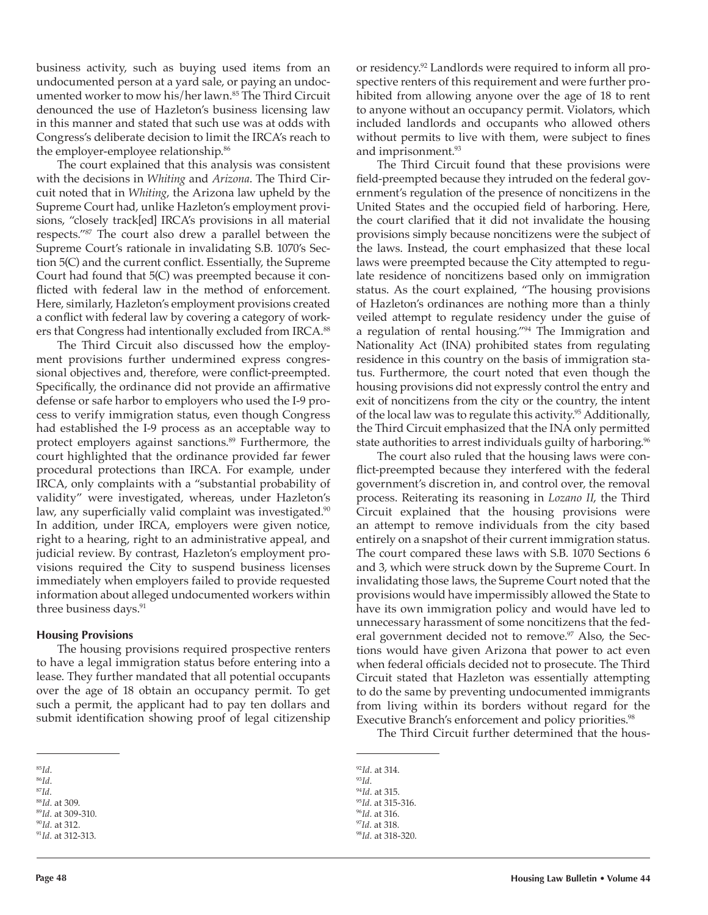business activity, such as buying used items from an undocumented person at a yard sale, or paying an undocumented worker to mow his/her lawn.[85] The Third Circuit denounced the use of Hazleton's business licensing law in this manner and stated that such use was at odds with Congress's deliberate decision to limit the IRCA's reach to the employer-employee relationship.[86]

The court explained that this analysis was consistent with the decisions in *Whiting* and *Arizona*. The Third Circuit noted that in *Whiting*, the Arizona law upheld by the Supreme Court had, unlike Hazleton's employment provisions, "closely track[ed] IRCA's provisions in all material respects."[87] The court also drew a parallel between the Supreme Court's rationale in invalidating S.B. 1070's Section 5(C) and the current conflict. Essentially, the Supreme Court had found that 5(C) was preempted because it conflicted with federal law in the method of enforcement. Here, similarly, Hazleton's employment provisions created a conflict with federal law by covering a category of workers that Congress had intentionally excluded from IRCA.[88]

The Third Circuit also discussed how the employment provisions further undermined express congressional objectives and, therefore, were conflict-preempted. Specifically, the ordinance did not provide an affirmative defense or safe harbor to employers who used the I-9 process to verify immigration status, even though Congress had established the I-9 process as an acceptable way to protect employers against sanctions.[89] Furthermore, the court highlighted that the ordinance provided far fewer procedural protections than IRCA. For example, under IRCA, only complaints with a "substantial probability of validity" were investigated, whereas, under Hazleton's law, any superficially valid complaint was investigated.[90] In addition, under IRCA, employers were given notice, right to a hearing, right to an administrative appeal, and judicial review. By contrast, Hazleton's employment provisions required the City to suspend business licenses immediately when employers failed to provide requested information about alleged undocumented workers within three business days.[91]

**Housing Provisions**

The housing provisions required prospective renters to have a legal immigration status before entering into a lease. They further mandated that all potential occupants over the age of 18 obtain an occupancy permit. To get such a permit, the applicant had to pay ten dollars and submit identification showing proof of legal citizenship or residency.[92] Landlords were required to inform all prospective renters of this requirement and were further prohibited from allowing anyone over the age of 18 to rent to anyone without an occupancy permit. Violators, which included landlords and occupants who allowed others without permits to live with them, were subject to fines and imprisonment.[93]

The Third Circuit found that these provisions were field-preempted because they intruded on the federal government's regulation of the presence of noncitizens in the United States and the occupied field of harboring. Here, the court clarified that it did not invalidate the housing provisions simply because noncitizens were the subject of the laws. Instead, the court emphasized that these local laws were preempted because the City attempted to regulate residence of noncitizens based only on immigration status. As the court explained, "The housing provisions of Hazleton's ordinances are nothing more than a thinly veiled attempt to regulate residency under the guise of a regulation of rental housing."[94] The Immigration and Nationality Act (INA) prohibited states from regulating residence in this country on the basis of immigration status. Furthermore, the court noted that even though the housing provisions did not expressly control the entry and exit of noncitizens from the city or the country, the intent of the local law was to regulate this activity.[95] Additionally, the Third Circuit emphasized that the INA only permitted state authorities to arrest individuals guilty of harboring.[96]

The court also ruled that the housing laws were conflict-preempted because they interfered with the federal government's discretion in, and control over, the removal process. Reiterating its reasoning in *Lozano II*, the Third Circuit explained that the housing provisions were an attempt to remove individuals from the city based entirely on a snapshot of their current immigration status. The court compared these laws with S.B. 1070 Sections 6 and 3, which were struck down by the Supreme Court. In invalidating those laws, the Supreme Court noted that the provisions would have impermissibly allowed the State to have its own immigration policy and would have led to unnecessary harassment of some noncitizens that the federal government decided not to remove.[97] Also, the Sections would have given Arizona that power to act even when federal officials decided not to prosecute. The Third Circuit stated that Hazleton was essentially attempting to do the same by preventing undocumented immigrants from living within its borders without regard for the Executive Branch's enforcement and policy priorities.[98]

The Third Circuit further determined that the hous-

---

[85] *Id*.
[86] *Id*.
[87] *Id*.
[88] *Id*. at 309.
[89] *Id*. at 309-310.
[90] *Id*. at 312.
[91] *Id*. at 312-313.
[92] *Id*. at 314.
[93] *Id*.
[94] *Id*. at 315.
[95] *Id*. at 315-316.
[96] *Id*. at 316.
[97] *Id*. at 318.
[98] *Id*. at 318-320.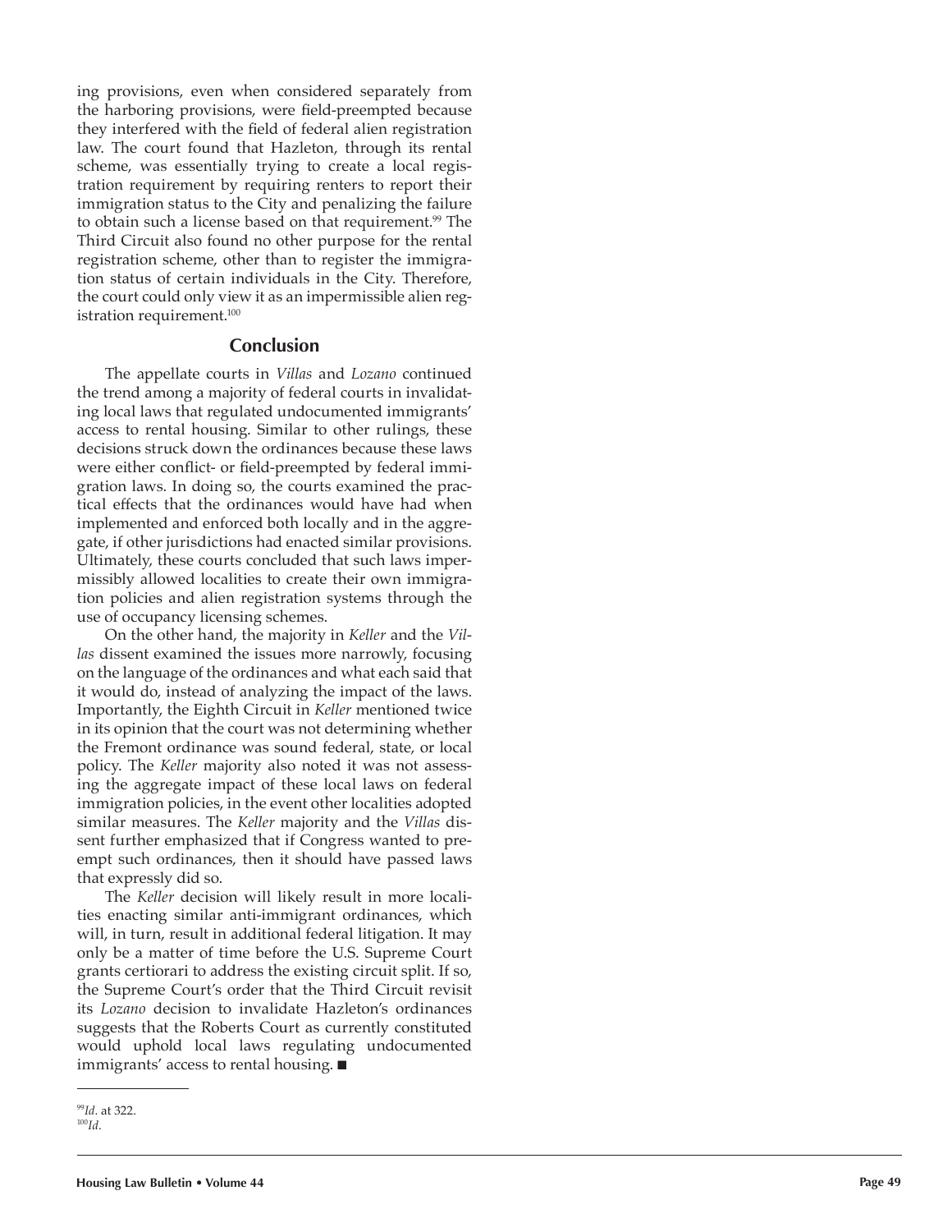ing provisions, even when considered separately from the harboring provisions, were field-preempted because they interfered with the field of federal alien registration law. The court found that Hazleton, through its rental scheme, was essentially trying to create a local registration requirement by requiring renters to report their immigration status to the City and penalizing the failure to obtain such a license based on that requirement.[99] The Third Circuit also found no other purpose for the rental registration scheme, other than to register the immigration status of certain individuals in the City. Therefore, the court could only view it as an impermissible alien registration requirement.[100]

## Conclusion

The appellate courts in *Villas* and *Lozano* continued the trend among a majority of federal courts in invalidating local laws that regulated undocumented immigrants' access to rental housing. Similar to other rulings, these decisions struck down the ordinances because these laws were either conflict- or field-preempted by federal immigration laws. In doing so, the courts examined the practical effects that the ordinances would have had when implemented and enforced both locally and in the aggregate, if other jurisdictions had enacted similar provisions. Ultimately, these courts concluded that such laws impermissibly allowed localities to create their own immigration policies and alien registration systems through the use of occupancy licensing schemes.

On the other hand, the majority in *Keller* and the *Villas* dissent examined the issues more narrowly, focusing on the language of the ordinances and what each said that it would do, instead of analyzing the impact of the laws. Importantly, the Eighth Circuit in *Keller* mentioned twice in its opinion that the court was not determining whether the Fremont ordinance was sound federal, state, or local policy. The *Keller* majority also noted it was not assessing the aggregate impact of these local laws on federal immigration policies, in the event other localities adopted similar measures. The *Keller* majority and the *Villas* dissent further emphasized that if Congress wanted to preempt such ordinances, then it should have passed laws that expressly did so.

The *Keller* decision will likely result in more localities enacting similar anti-immigrant ordinances, which will, in turn, result in additional federal litigation. It may only be a matter of time before the U.S. Supreme Court grants certiorari to address the existing circuit split. If so, the Supreme Court's order that the Third Circuit revisit its *Lozano* decision to invalidate Hazleton's ordinances suggests that the Roberts Court as currently constituted would uphold local laws regulating undocumented immigrants' access to rental housing. ■

---

[99] *Id.* at 322.
[100] *Id.*